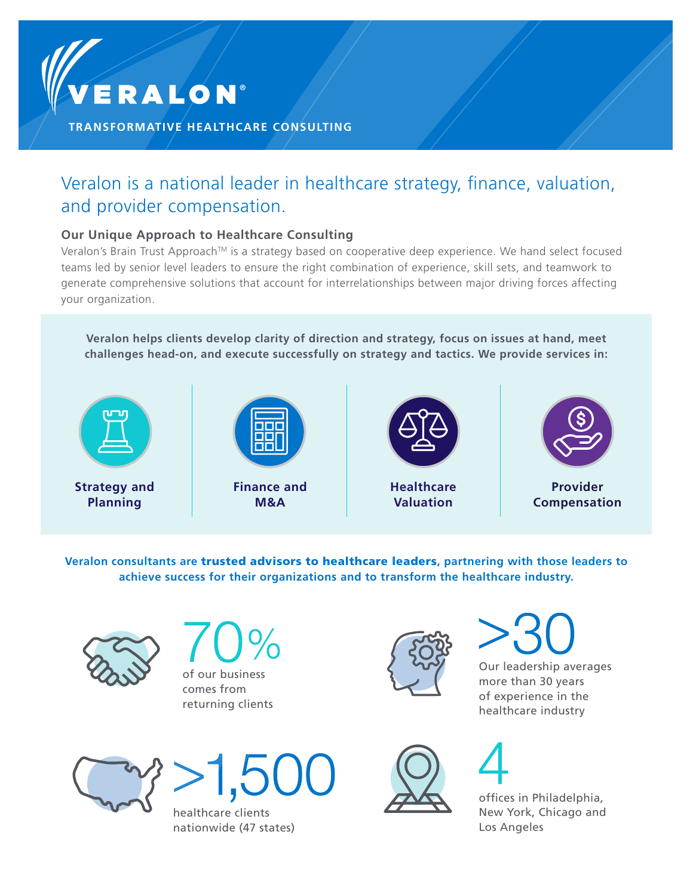# VERALON®

**TRANSFORMATIVE HEALTHCARE CONSULTING**

## Veralon is a national leader in healthcare strategy, finance, valuation, and provider compensation.

### Our Unique Approach to Healthcare Consulting

Veralon's Brain Trust Approach™ is a strategy based on cooperative deep experience. We hand select focused teams led by senior level leaders to ensure the right combination of experience, skill sets, and teamwork to generate comprehensive solutions that account for interrelationships between major driving forces affecting your organization.

**Veralon helps clients develop clarity of direction and strategy, focus on issues at hand, meet challenges head-on, and execute successfully on strategy and tactics. We provide services in:**

- **Strategy and Planning**
- **Finance and M&A**
- **Healthcare Valuation**
- **Provider Compensation**

**Veralon consultants are trusted advisors to healthcare leaders, partnering with those leaders to achieve success for their organizations and to transform the healthcare industry.**

**70%** of our business comes from returning clients

**>30** Our leadership averages more than 30 years of experience in the healthcare industry

**>1,500** healthcare clients nationwide (47 states)

**4** offices in Philadelphia, New York, Chicago and Los Angeles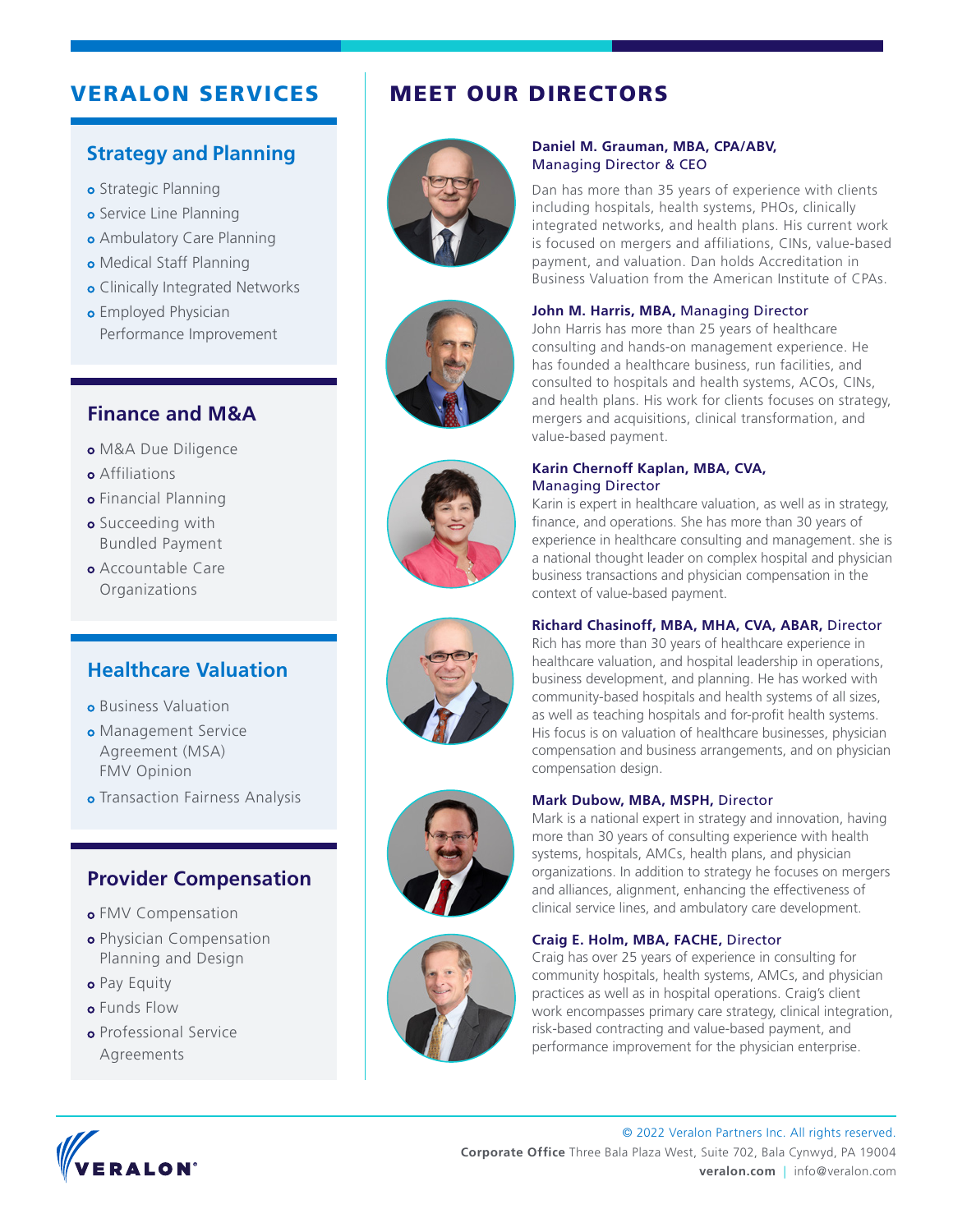## VERALON SERVICES

### Strategy and Planning

- Strategic Planning
- Service Line Planning
- Ambulatory Care Planning
- Medical Staff Planning
- Clinically Integrated Networks
- Employed Physician Performance Improvement

### Finance and M&A

- M&A Due Diligence
- Affiliations
- Financial Planning
- Succeeding with Bundled Payment
- Accountable Care Organizations

### Healthcare Valuation

- Business Valuation
- Management Service Agreement (MSA) FMV Opinion
- Transaction Fairness Analysis

### Provider Compensation

- FMV Compensation
- Physician Compensation Planning and Design
- Pay Equity
- Funds Flow
- Professional Service Agreements

## MEET OUR DIRECTORS

**Daniel M. Grauman, MBA, CPA/ABV,**
Managing Director & CEO

Dan has more than 35 years of experience with clients including hospitals, health systems, PHOs, clinically integrated networks, and health plans. His current work is focused on mergers and affiliations, CINs, value-based payment, and valuation. Dan holds Accreditation in Business Valuation from the American Institute of CPAs.

**John M. Harris, MBA,** Managing Director

John Harris has more than 25 years of healthcare consulting and hands-on management experience. He has founded a healthcare business, run facilities, and consulted to hospitals and health systems, ACOs, CINs, and health plans. His work for clients focuses on strategy, mergers and acquisitions, clinical transformation, and value-based payment.

**Karin Chernoff Kaplan, MBA, CVA,**
Managing Director

Karin is expert in healthcare valuation, as well as in strategy, finance, and operations. She has more than 30 years of experience in healthcare consulting and management. she is a national thought leader on complex hospital and physician business transactions and physician compensation in the context of value-based payment.

**Richard Chasinoff, MBA, MHA, CVA, ABAR,** Director

Rich has more than 30 years of healthcare experience in healthcare valuation, and hospital leadership in operations, business development, and planning. He has worked with community-based hospitals and health systems of all sizes, as well as teaching hospitals and for-profit health systems. His focus is on valuation of healthcare businesses, physician compensation and business arrangements, and on physician compensation design.

**Mark Dubow, MBA, MSPH,** Director

Mark is a national expert in strategy and innovation, having more than 30 years of consulting experience with health systems, hospitals, AMCs, health plans, and physician organizations. In addition to strategy he focuses on mergers and alliances, alignment, enhancing the effectiveness of clinical service lines, and ambulatory care development.

**Craig E. Holm, MBA, FACHE,** Director

Craig has over 25 years of experience in consulting for community hospitals, health systems, AMCs, and physician practices as well as in hospital operations. Craig's client work encompasses primary care strategy, clinical integration, risk-based contracting and value-based payment, and performance improvement for the physician enterprise.

© 2022 Veralon Partners Inc. All rights reserved.
**Corporate Office** Three Bala Plaza West, Suite 702, Bala Cynwyd, PA 19004
**veralon.com** | info@veralon.com